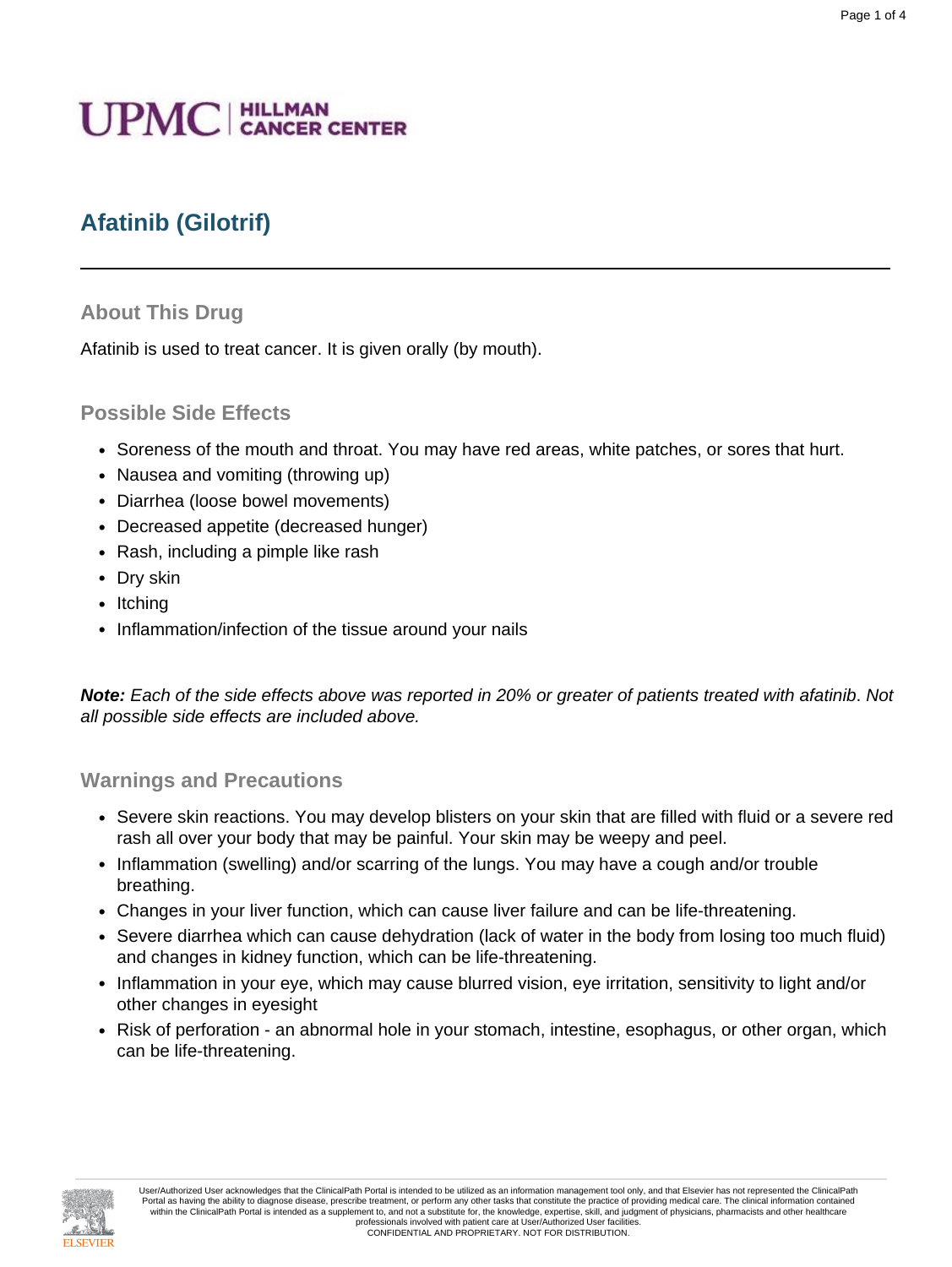UPMC | HILLMAN CANCER CENTER

# Afatinib (Gilotrif)

## About This Drug

Afatinib is used to treat cancer. It is given orally (by mouth).

## Possible Side Effects

- Soreness of the mouth and throat. You may have red areas, white patches, or sores that hurt.
- Nausea and vomiting (throwing up)
- Diarrhea (loose bowel movements)
- Decreased appetite (decreased hunger)
- Rash, including a pimple like rash
- Dry skin
- Itching
- Inflammation/infection of the tissue around your nails

***Note:*** *Each of the side effects above was reported in 20% or greater of patients treated with afatinib. Not all possible side effects are included above.*

## Warnings and Precautions

- Severe skin reactions. You may develop blisters on your skin that are filled with fluid or a severe red rash all over your body that may be painful. Your skin may be weepy and peel.
- Inflammation (swelling) and/or scarring of the lungs. You may have a cough and/or trouble breathing.
- Changes in your liver function, which can cause liver failure and can be life-threatening.
- Severe diarrhea which can cause dehydration (lack of water in the body from losing too much fluid) and changes in kidney function, which can be life-threatening.
- Inflammation in your eye, which may cause blurred vision, eye irritation, sensitivity to light and/or other changes in eyesight
- Risk of perforation - an abnormal hole in your stomach, intestine, esophagus, or other organ, which can be life-threatening.

User/Authorized User acknowledges that the ClinicalPath Portal is intended to be utilized as an information management tool only, and that Elsevier has not represented the ClinicalPath Portal as having the ability to diagnose disease, prescribe treatment, or perform any other tasks that constitute the practice of providing medical care. The clinical information contained within the ClinicalPath Portal is intended as a supplement to, and not a substitute for, the knowledge, expertise, skill, and judgment of physicians, pharmacists and other healthcare professionals involved with patient care at User/Authorized User facilities.
CONFIDENTIAL AND PROPRIETARY. NOT FOR DISTRIBUTION.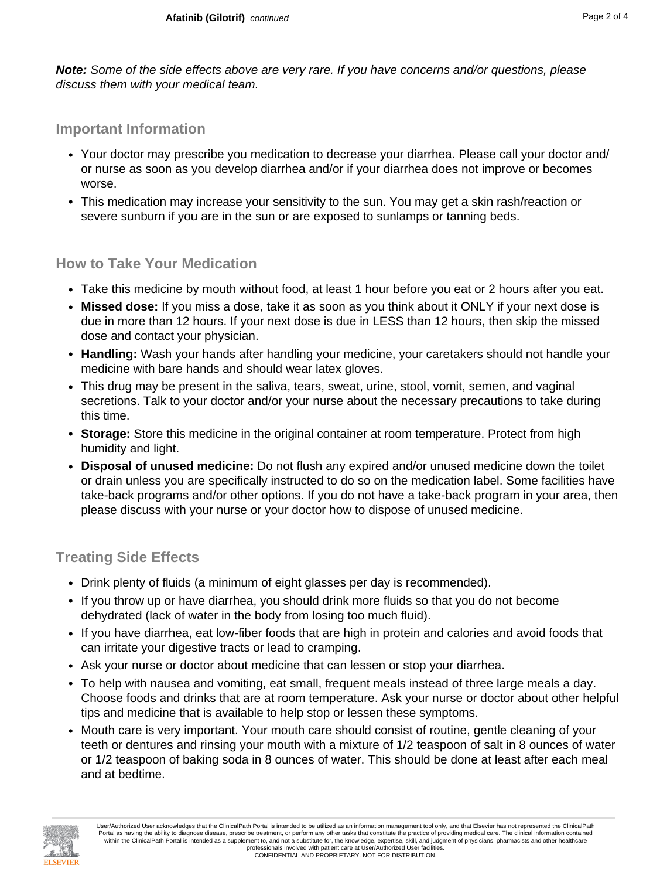***Note:*** *Some of the side effects above are very rare. If you have concerns and/or questions, please discuss them with your medical team.*

## Important Information

- Your doctor may prescribe you medication to decrease your diarrhea. Please call your doctor and/or nurse as soon as you develop diarrhea and/or if your diarrhea does not improve or becomes worse.
- This medication may increase your sensitivity to the sun. You may get a skin rash/reaction or severe sunburn if you are in the sun or are exposed to sunlamps or tanning beds.

## How to Take Your Medication

- Take this medicine by mouth without food, at least 1 hour before you eat or 2 hours after you eat.
- **Missed dose:** If you miss a dose, take it as soon as you think about it ONLY if your next dose is due in more than 12 hours. If your next dose is due in LESS than 12 hours, then skip the missed dose and contact your physician.
- **Handling:** Wash your hands after handling your medicine, your caretakers should not handle your medicine with bare hands and should wear latex gloves.
- This drug may be present in the saliva, tears, sweat, urine, stool, vomit, semen, and vaginal secretions. Talk to your doctor and/or your nurse about the necessary precautions to take during this time.
- **Storage:** Store this medicine in the original container at room temperature. Protect from high humidity and light.
- **Disposal of unused medicine:** Do not flush any expired and/or unused medicine down the toilet or drain unless you are specifically instructed to do so on the medication label. Some facilities have take-back programs and/or other options. If you do not have a take-back program in your area, then please discuss with your nurse or your doctor how to dispose of unused medicine.

## Treating Side Effects

- Drink plenty of fluids (a minimum of eight glasses per day is recommended).
- If you throw up or have diarrhea, you should drink more fluids so that you do not become dehydrated (lack of water in the body from losing too much fluid).
- If you have diarrhea, eat low-fiber foods that are high in protein and calories and avoid foods that can irritate your digestive tracts or lead to cramping.
- Ask your nurse or doctor about medicine that can lessen or stop your diarrhea.
- To help with nausea and vomiting, eat small, frequent meals instead of three large meals a day. Choose foods and drinks that are at room temperature. Ask your nurse or doctor about other helpful tips and medicine that is available to help stop or lessen these symptoms.
- Mouth care is very important. Your mouth care should consist of routine, gentle cleaning of your teeth or dentures and rinsing your mouth with a mixture of 1/2 teaspoon of salt in 8 ounces of water or 1/2 teaspoon of baking soda in 8 ounces of water. This should be done at least after each meal and at bedtime.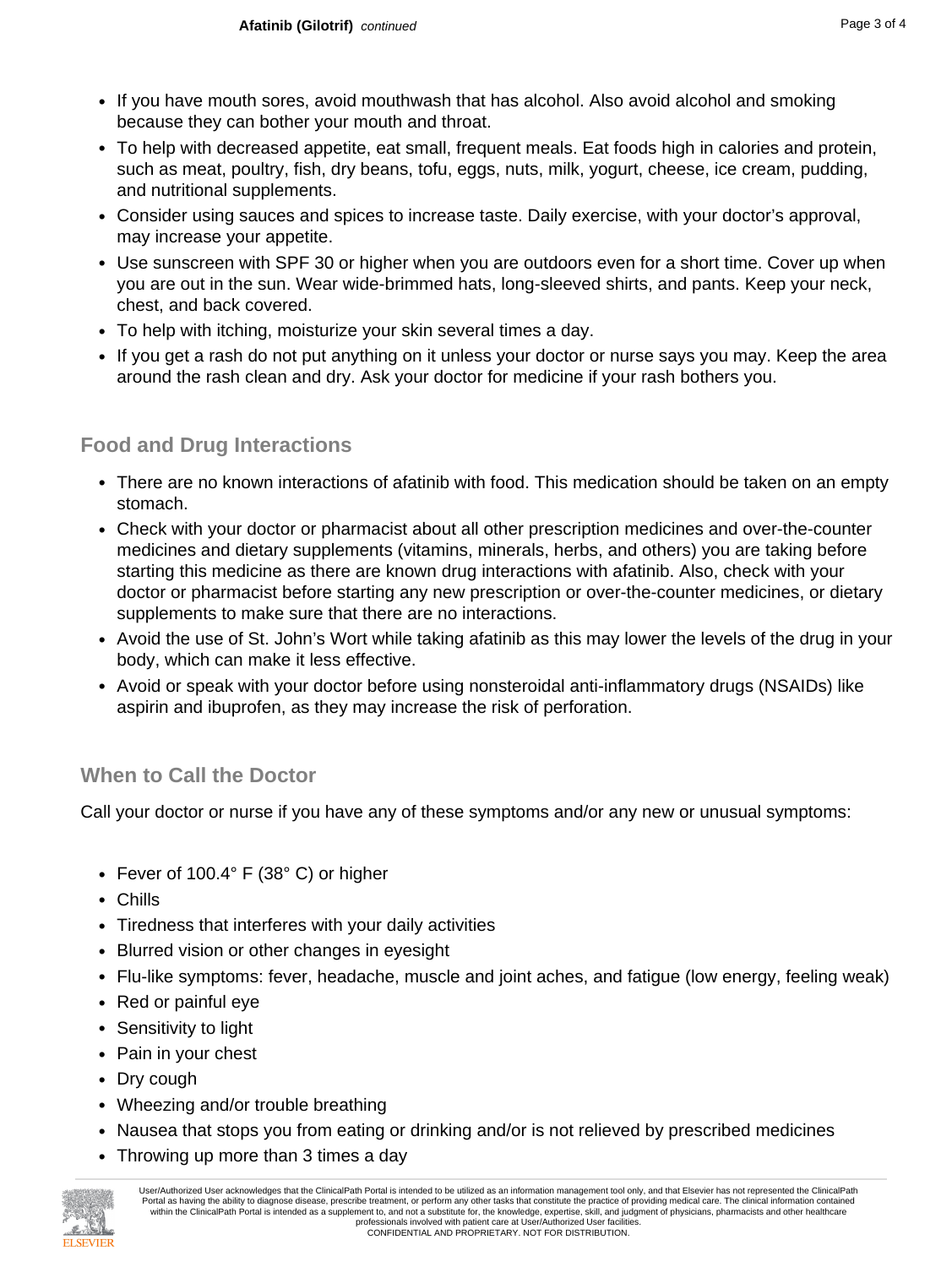- If you have mouth sores, avoid mouthwash that has alcohol. Also avoid alcohol and smoking because they can bother your mouth and throat.
- To help with decreased appetite, eat small, frequent meals. Eat foods high in calories and protein, such as meat, poultry, fish, dry beans, tofu, eggs, nuts, milk, yogurt, cheese, ice cream, pudding, and nutritional supplements.
- Consider using sauces and spices to increase taste. Daily exercise, with your doctor's approval, may increase your appetite.
- Use sunscreen with SPF 30 or higher when you are outdoors even for a short time. Cover up when you are out in the sun. Wear wide-brimmed hats, long-sleeved shirts, and pants. Keep your neck, chest, and back covered.
- To help with itching, moisturize your skin several times a day.
- If you get a rash do not put anything on it unless your doctor or nurse says you may. Keep the area around the rash clean and dry. Ask your doctor for medicine if your rash bothers you.

## Food and Drug Interactions

- There are no known interactions of afatinib with food. This medication should be taken on an empty stomach.
- Check with your doctor or pharmacist about all other prescription medicines and over-the-counter medicines and dietary supplements (vitamins, minerals, herbs, and others) you are taking before starting this medicine as there are known drug interactions with afatinib. Also, check with your doctor or pharmacist before starting any new prescription or over-the-counter medicines, or dietary supplements to make sure that there are no interactions.
- Avoid the use of St. John's Wort while taking afatinib as this may lower the levels of the drug in your body, which can make it less effective.
- Avoid or speak with your doctor before using nonsteroidal anti-inflammatory drugs (NSAIDs) like aspirin and ibuprofen, as they may increase the risk of perforation.

## When to Call the Doctor

Call your doctor or nurse if you have any of these symptoms and/or any new or unusual symptoms:

- Fever of 100.4° F (38° C) or higher
- Chills
- Tiredness that interferes with your daily activities
- Blurred vision or other changes in eyesight
- Flu-like symptoms: fever, headache, muscle and joint aches, and fatigue (low energy, feeling weak)
- Red or painful eye
- Sensitivity to light
- Pain in your chest
- Dry cough
- Wheezing and/or trouble breathing
- Nausea that stops you from eating or drinking and/or is not relieved by prescribed medicines
- Throwing up more than 3 times a day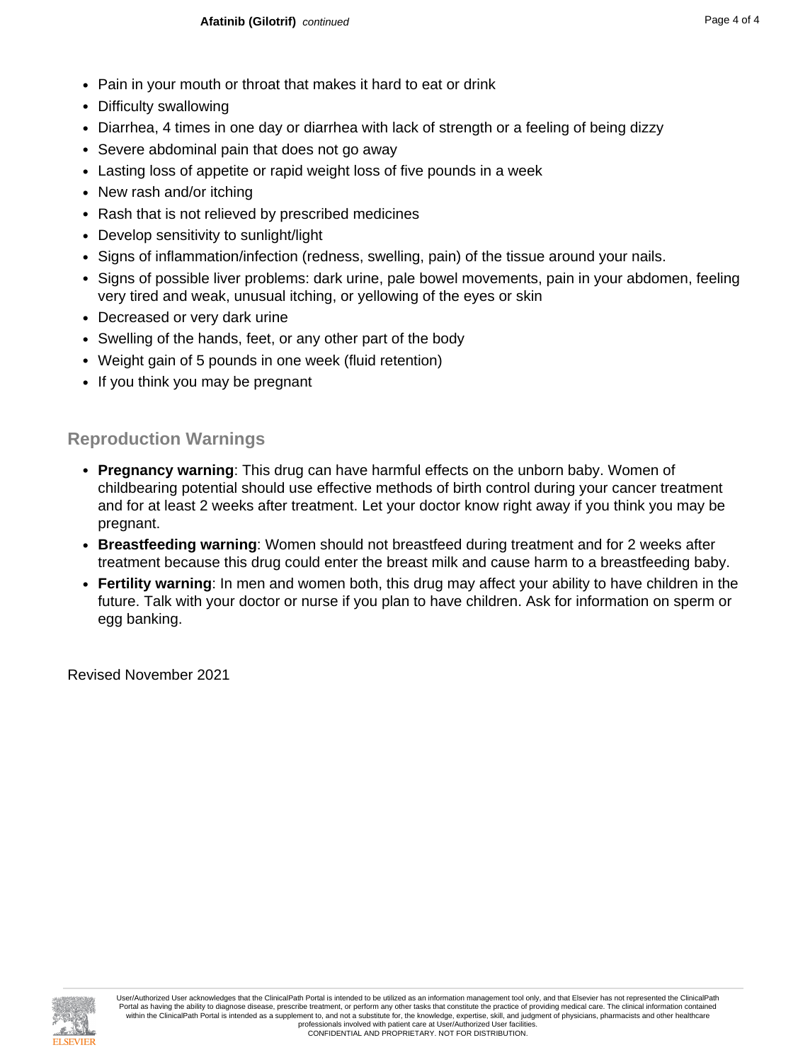- Pain in your mouth or throat that makes it hard to eat or drink
- Difficulty swallowing
- Diarrhea, 4 times in one day or diarrhea with lack of strength or a feeling of being dizzy
- Severe abdominal pain that does not go away
- Lasting loss of appetite or rapid weight loss of five pounds in a week
- New rash and/or itching
- Rash that is not relieved by prescribed medicines
- Develop sensitivity to sunlight/light
- Signs of inflammation/infection (redness, swelling, pain) of the tissue around your nails.
- Signs of possible liver problems: dark urine, pale bowel movements, pain in your abdomen, feeling very tired and weak, unusual itching, or yellowing of the eyes or skin
- Decreased or very dark urine
- Swelling of the hands, feet, or any other part of the body
- Weight gain of 5 pounds in one week (fluid retention)
- If you think you may be pregnant

## Reproduction Warnings

- **Pregnancy warning**: This drug can have harmful effects on the unborn baby. Women of childbearing potential should use effective methods of birth control during your cancer treatment and for at least 2 weeks after treatment. Let your doctor know right away if you think you may be pregnant.
- **Breastfeeding warning**: Women should not breastfeed during treatment and for 2 weeks after treatment because this drug could enter the breast milk and cause harm to a breastfeeding baby.
- **Fertility warning**: In men and women both, this drug may affect your ability to have children in the future. Talk with your doctor or nurse if you plan to have children. Ask for information on sperm or egg banking.

Revised November 2021

User/Authorized User acknowledges that the ClinicalPath Portal is intended to be utilized as an information management tool only, and that Elsevier has not represented the ClinicalPath Portal as having the ability to diagnose disease, prescribe treatment, or perform any other tasks that constitute the practice of providing medical care. The clinical information contained within the ClinicalPath Portal is intended as a supplement to, and not a substitute for, the knowledge, expertise, skill, and judgment of physicians, pharmacists and other healthcare professionals involved with patient care at User/Authorized User facilities.
CONFIDENTIAL AND PROPRIETARY. NOT FOR DISTRIBUTION.